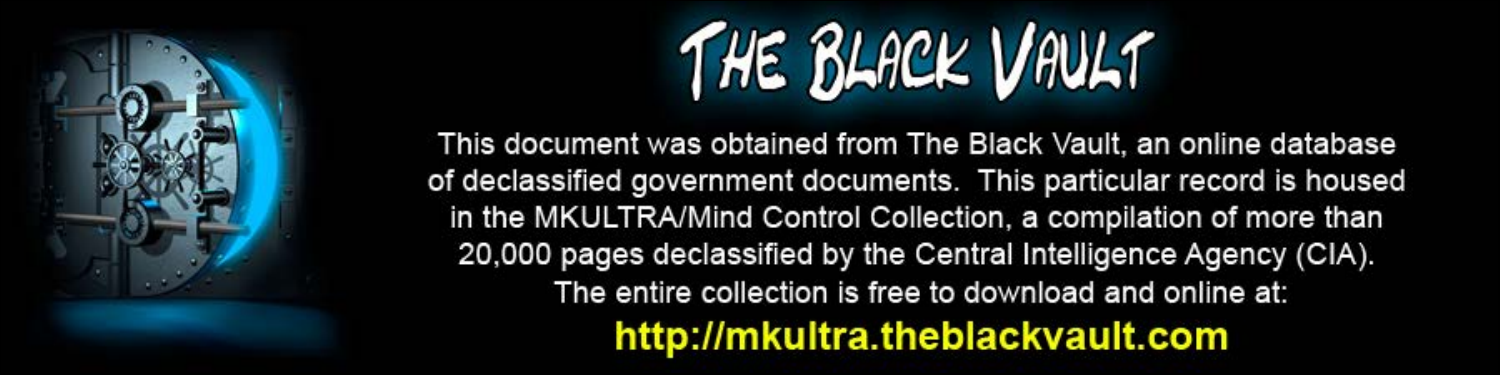# THE BLACK VAULT

This document was obtained from The Black Vault, an online database of declassified government documents. This particular record is housed in the MKULTRA/Mind Control Collection, a compilation of more than 20,000 pages declassified by the Central Intelligence Agency (CIA). The entire collection is free to download and online at:

**http://mkultra.theblackvault.com**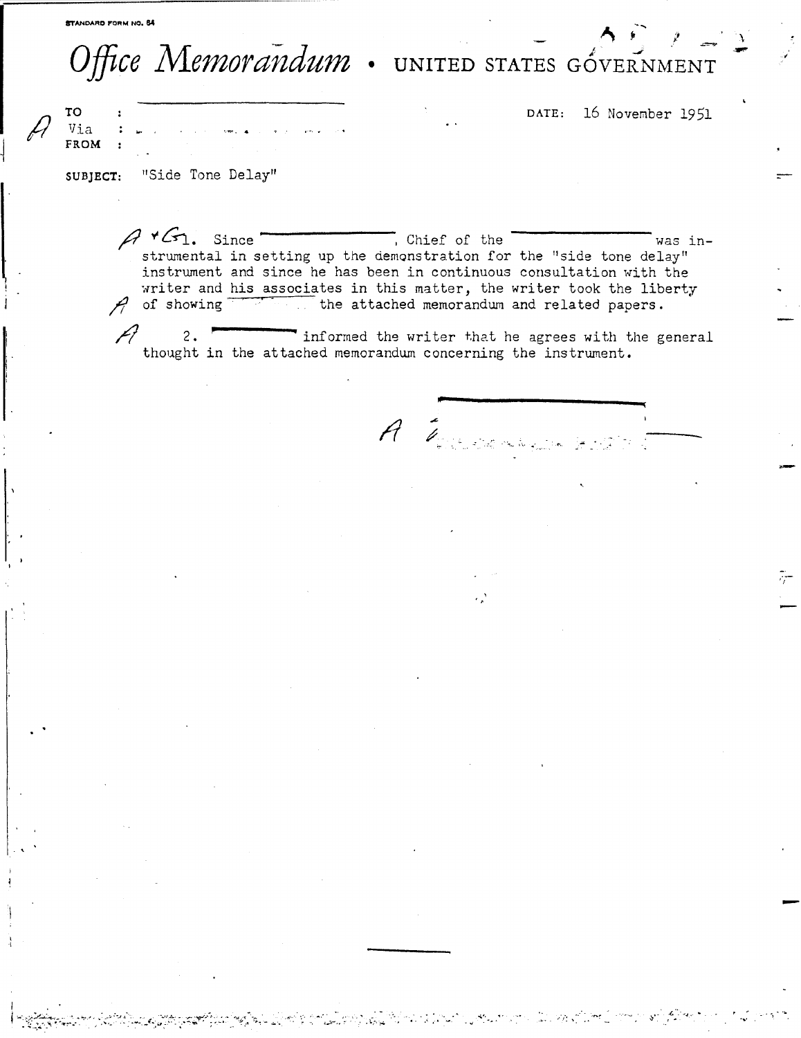STANDARD FORM NO. 64

# *Office Memorandum* • UNITED STATES GOVERNMENT

TO :

Via :

FROM :

DATE: 16 November 1951

SUBJECT: "Side Tone Delay"

1. Since , Chief of the was instrumental in setting up the demonstration for the "side tone delay" instrument and since he has been in continuous consultation with the writer and his associates in this matter, the writer took the liberty of showing the attached memorandum and related papers.

2. informed the writer that he agrees with the general thought in the attached memorandum concerning the instrument.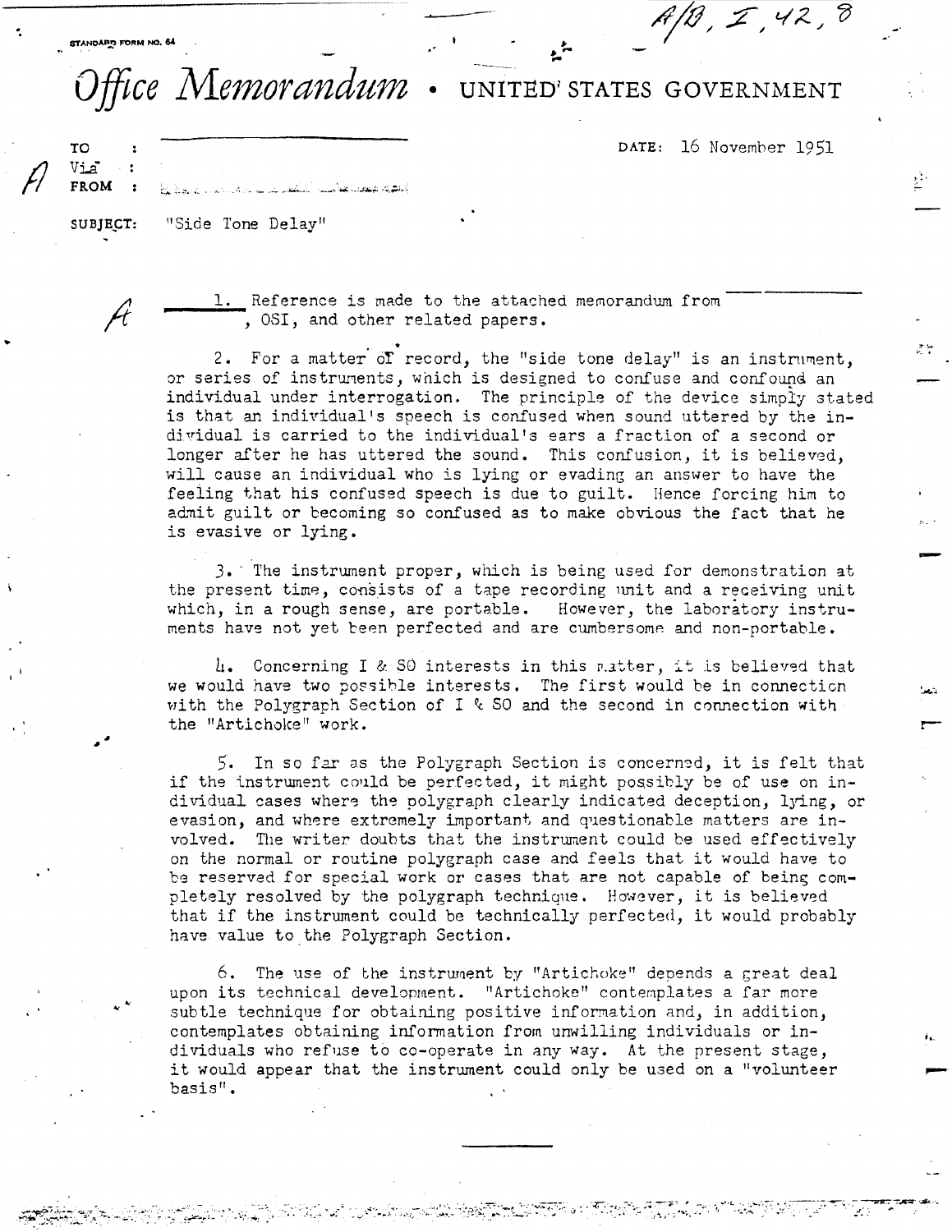A/B, I, 42, 8

STANDARD FORM NO. 64

# Office Memorandum • UNITED STATES GOVERNMENT

TO :

Via :

FROM :

DATE: 16 November 1951

SUBJECT: "Side Tone Delay"

1. Reference is made to the attached memorandum from , OSI, and other related papers.

2. For a matter of record, the "side tone delay" is an instrument, or series of instruments, which is designed to confuse and confound an individual under interrogation. The principle of the device simply stated is that an individual's speech is confused when sound uttered by the individual is carried to the individual's ears a fraction of a second or longer after he has uttered the sound. This confusion, it is believed, will cause an individual who is lying or evading an answer to have the feeling that his confused speech is due to guilt. Hence forcing him to admit guilt or becoming so confused as to make obvious the fact that he is evasive or lying.

3. The instrument proper, which is being used for demonstration at the present time, consists of a tape recording unit and a receiving unit which, in a rough sense, are portable. However, the laboratory instruments have not yet been perfected and are cumbersome and non-portable.

4. Concerning I & SO interests in this matter, it is believed that we would have two possible interests. The first would be in connection with the Polygraph Section of I & SO and the second in connection with the "Artichoke" work.

5. In so far as the Polygraph Section is concerned, it is felt that if the instrument could be perfected, it might possibly be of use on individual cases where the polygraph clearly indicated deception, lying, or evasion, and where extremely important and questionable matters are involved. The writer doubts that the instrument could be used effectively on the normal or routine polygraph case and feels that it would have to be reserved for special work or cases that are not capable of being completely resolved by the polygraph technique. However, it is believed that if the instrument could be technically perfected, it would probably have value to the Polygraph Section.

6. The use of the instrument by "Artichoke" depends a great deal upon its technical development. "Artichoke" contemplates a far more subtle technique for obtaining positive information and, in addition, contemplates obtaining information from unwilling individuals or individuals who refuse to co-operate in any way. At the present stage, it would appear that the instrument could only be used on a "volunteer basis".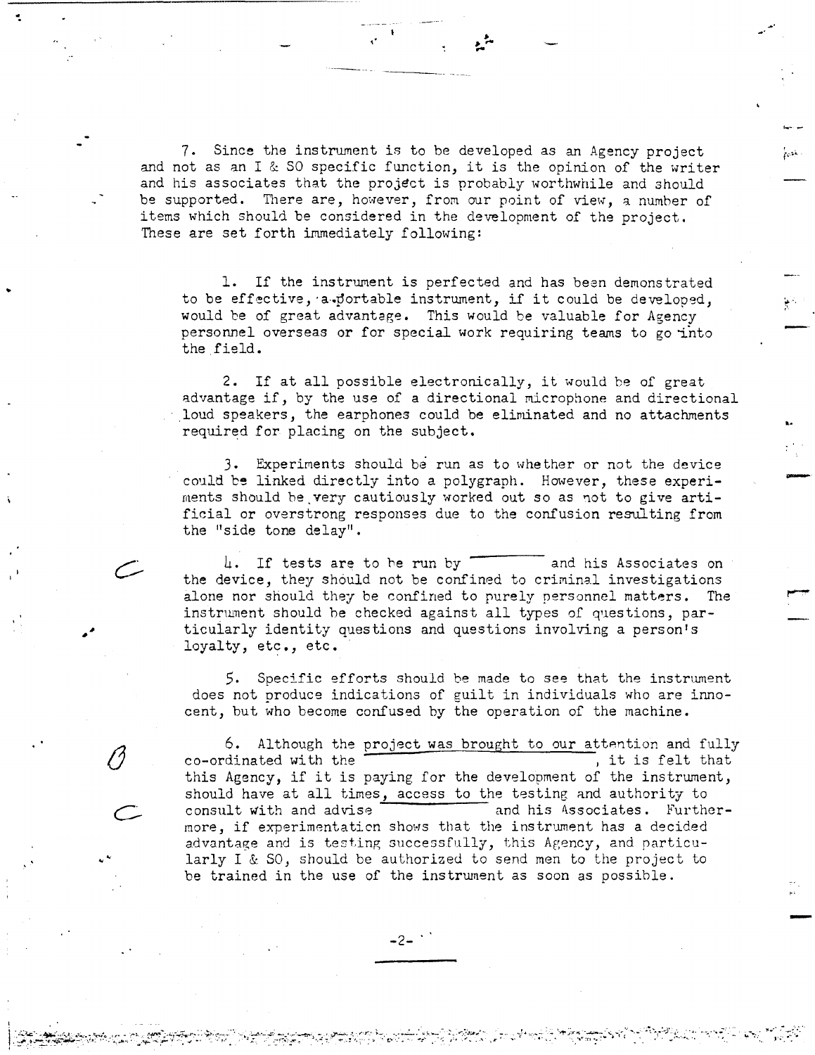7. Since the instrument is to be developed as an Agency project and not as an I & SO specific function, it is the opinion of the writer and his associates that the project is probably worthwhile and should be supported. There are, however, from our point of view, a number of items which should be considered in the development of the project. These are set forth immediately following:

1. If the instrument is perfected and has been demonstrated to be effective, a portable instrument, if it could be developed, would be of great advantage. This would be valuable for Agency personnel overseas or for special work requiring teams to go into the field.

2. If at all possible electronically, it would be of great advantage if, by the use of a directional microphone and directional loud speakers, the earphones could be eliminated and no attachments required for placing on the subject.

3. Experiments should be run as to whether or not the device could be linked directly into a polygraph. However, these experiments should be very cautiously worked out so as not to give artificial or overstrong responses due to the confusion resulting from the "side tone delay".

4. If tests are to be run by __________ and his Associates on the device, they should not be confined to criminal investigations alone nor should they be confined to purely personnel matters. The instrument should be checked against all types of questions, particularly identity questions and questions involving a person's loyalty, etc., etc.

5. Specific efforts should be made to see that the instrument does not produce indications of guilt in individuals who are innocent, but who become confused by the operation of the machine.

6. Although the project was brought to our attention and fully co-ordinated with the __________, it is felt that this Agency, if it is paying for the development of the instrument, should have at all times, access to the testing and authority to consult with and advise __________ and his Associates. Furthermore, if experimentation shows that the instrument has a decided advantage and is testing successfully, this Agency, and particularly I & SO, should be authorized to send men to the project to be trained in the use of the instrument as soon as possible.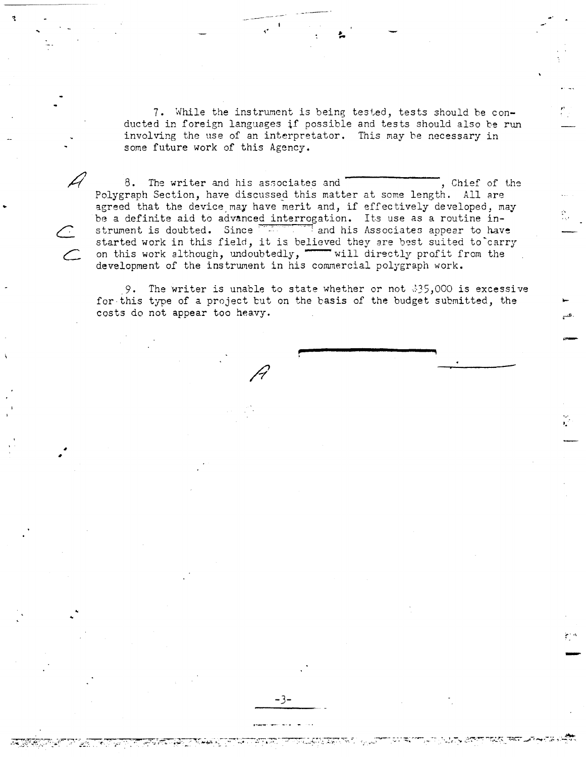7. While the instrument is being tested, tests should be conducted in foreign languages if possible and tests should also be run involving the use of an interpretator. This may be necessary in some future work of this Agency.

8. The writer and his associates and ____________, Chief of the Polygraph Section, have discussed this matter at some length. All are agreed that the device may have merit and, if effectively developed, may be a definite aid to advanced interrogation. Its use as a routine instrument is doubted. Since ________ and his Associates appear to have started work in this field, it is believed they are best suited to carry on this work although, undoubtedly, ____ will directly profit from the development of the instrument in his commercial polygraph work.

9. The writer is unable to state whether or not $35,000 is excessive for this type of a project but on the basis of the budget submitted, the costs do not appear too heavy.